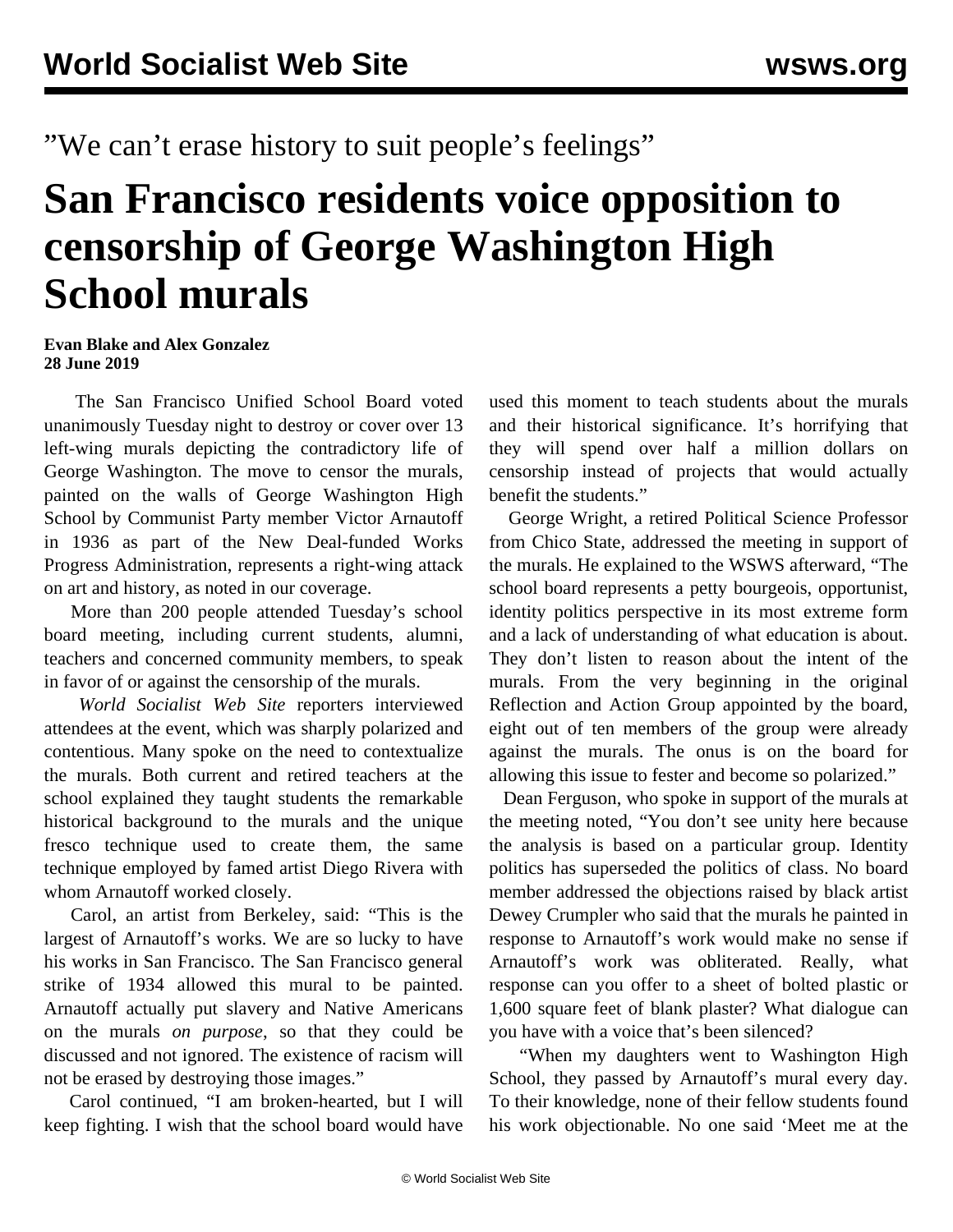"We can't erase history to suit people's feelings"

# San Francisco residents voice opposition to censorship of George Washington High School murals

**Evan Blake and Alex Gonzalez**
**28 June 2019**

The San Francisco Unified School Board voted unanimously Tuesday night to destroy or cover over 13 left-wing murals depicting the contradictory life of George Washington. The move to censor the murals, painted on the walls of George Washington High School by Communist Party member Victor Arnautoff in 1936 as part of the New Deal-funded Works Progress Administration, represents a right-wing attack on art and history, as noted in our coverage.

More than 200 people attended Tuesday's school board meeting, including current students, alumni, teachers and concerned community members, to speak in favor of or against the censorship of the murals.

*World Socialist Web Site* reporters interviewed attendees at the event, which was sharply polarized and contentious. Many spoke on the need to contextualize the murals. Both current and retired teachers at the school explained they taught students the remarkable historical background to the murals and the unique fresco technique used to create them, the same technique employed by famed artist Diego Rivera with whom Arnautoff worked closely.

Carol, an artist from Berkeley, said: "This is the largest of Arnautoff's works. We are so lucky to have his works in San Francisco. The San Francisco general strike of 1934 allowed this mural to be painted. Arnautoff actually put slavery and Native Americans on the murals *on purpose*, so that they could be discussed and not ignored. The existence of racism will not be erased by destroying those images."

Carol continued, "I am broken-hearted, but I will keep fighting. I wish that the school board would have used this moment to teach students about the murals and their historical significance. It's horrifying that they will spend over half a million dollars on censorship instead of projects that would actually benefit the students."

George Wright, a retired Political Science Professor from Chico State, addressed the meeting in support of the murals. He explained to the WSWS afterward, "The school board represents a petty bourgeois, opportunist, identity politics perspective in its most extreme form and a lack of understanding of what education is about. They don't listen to reason about the intent of the murals. From the very beginning in the original Reflection and Action Group appointed by the board, eight out of ten members of the group were already against the murals. The onus is on the board for allowing this issue to fester and become so polarized."

Dean Ferguson, who spoke in support of the murals at the meeting noted, "You don't see unity here because the analysis is based on a particular group. Identity politics has superseded the politics of class. No board member addressed the objections raised by black artist Dewey Crumpler who said that the murals he painted in response to Arnautoff's work would make no sense if Arnautoff's work was obliterated. Really, what response can you offer to a sheet of bolted plastic or 1,600 square feet of blank plaster? What dialogue can you have with a voice that's been silenced?

"When my daughters went to Washington High School, they passed by Arnautoff's mural every day. To their knowledge, none of their fellow students found his work objectionable. No one said 'Meet me at the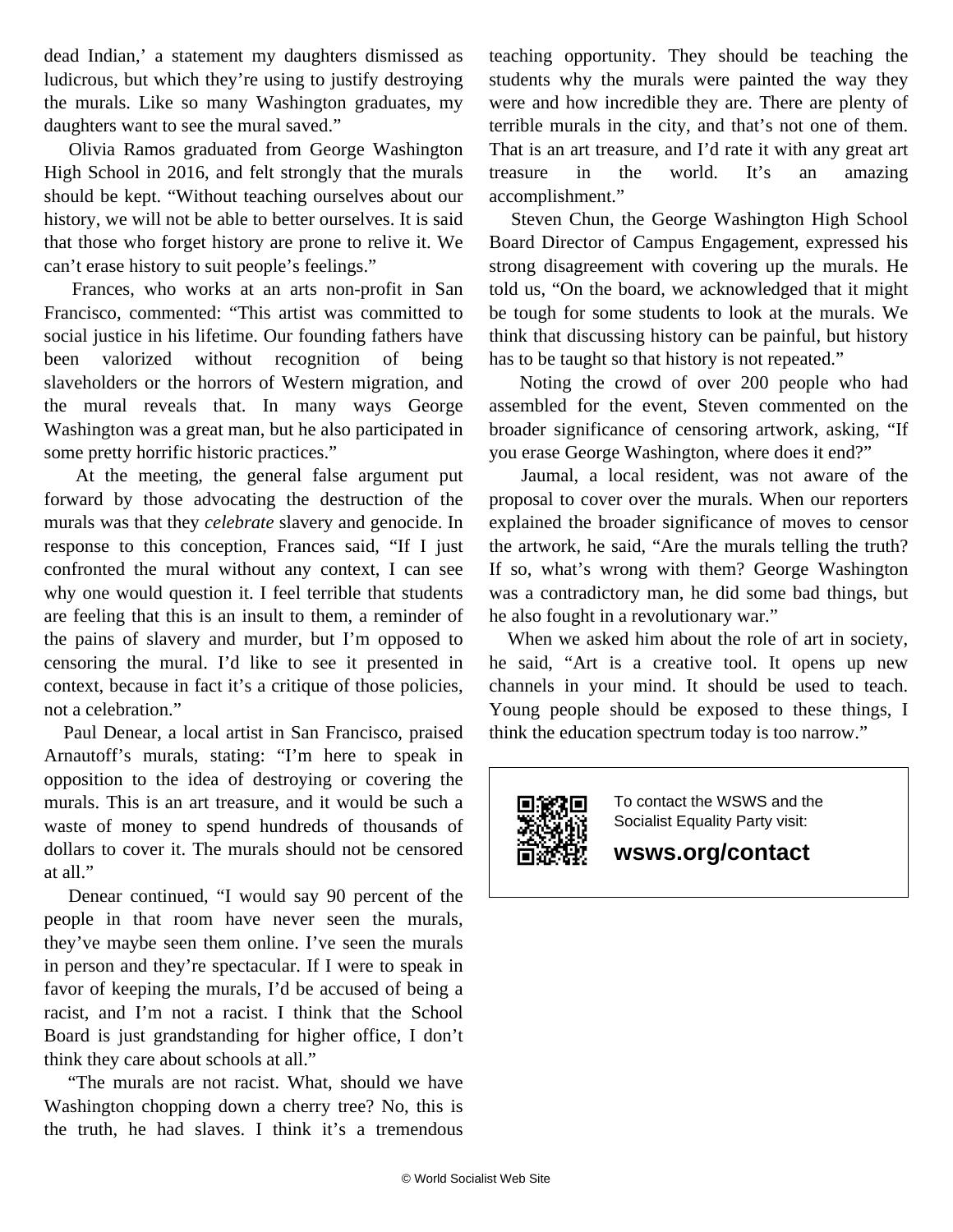dead Indian,' a statement my daughters dismissed as ludicrous, but which they're using to justify destroying the murals. Like so many Washington graduates, my daughters want to see the mural saved."

Olivia Ramos graduated from George Washington High School in 2016, and felt strongly that the murals should be kept. "Without teaching ourselves about our history, we will not be able to better ourselves. It is said that those who forget history are prone to relive it. We can't erase history to suit people's feelings."

Frances, who works at an arts non-profit in San Francisco, commented: "This artist was committed to social justice in his lifetime. Our founding fathers have been valorized without recognition of being slaveholders or the horrors of Western migration, and the mural reveals that. In many ways George Washington was a great man, but he also participated in some pretty horrific historic practices."

At the meeting, the general false argument put forward by those advocating the destruction of the murals was that they *celebrate* slavery and genocide. In response to this conception, Frances said, "If I just confronted the mural without any context, I can see why one would question it. I feel terrible that students are feeling that this is an insult to them, a reminder of the pains of slavery and murder, but I'm opposed to censoring the mural. I'd like to see it presented in context, because in fact it's a critique of those policies, not a celebration."

Paul Denear, a local artist in San Francisco, praised Arnautoff's murals, stating: "I'm here to speak in opposition to the idea of destroying or covering the murals. This is an art treasure, and it would be such a waste of money to spend hundreds of thousands of dollars to cover it. The murals should not be censored at all."

Denear continued, "I would say 90 percent of the people in that room have never seen the murals, they've maybe seen them online. I've seen the murals in person and they're spectacular. If I were to speak in favor of keeping the murals, I'd be accused of being a racist, and I'm not a racist. I think that the School Board is just grandstanding for higher office, I don't think they care about schools at all."

"The murals are not racist. What, should we have Washington chopping down a cherry tree? No, this is the truth, he had slaves. I think it's a tremendous teaching opportunity. They should be teaching the students why the murals were painted the way they were and how incredible they are. There are plenty of terrible murals in the city, and that's not one of them. That is an art treasure, and I'd rate it with any great art treasure in the world. It's an amazing accomplishment."

Steven Chun, the George Washington High School Board Director of Campus Engagement, expressed his strong disagreement with covering up the murals. He told us, "On the board, we acknowledged that it might be tough for some students to look at the murals. We think that discussing history can be painful, but history has to be taught so that history is not repeated."

Noting the crowd of over 200 people who had assembled for the event, Steven commented on the broader significance of censoring artwork, asking, "If you erase George Washington, where does it end?"

Jaumal, a local resident, was not aware of the proposal to cover over the murals. When our reporters explained the broader significance of moves to censor the artwork, he said, "Are the murals telling the truth? If so, what's wrong with them? George Washington was a contradictory man, he did some bad things, but he also fought in a revolutionary war."

When we asked him about the role of art in society, he said, "Art is a creative tool. It opens up new channels in your mind. It should be used to teach. Young people should be exposed to these things, I think the education spectrum today is too narrow."

To contact the WSWS and the Socialist Equality Party visit:

**wsws.org/contact**